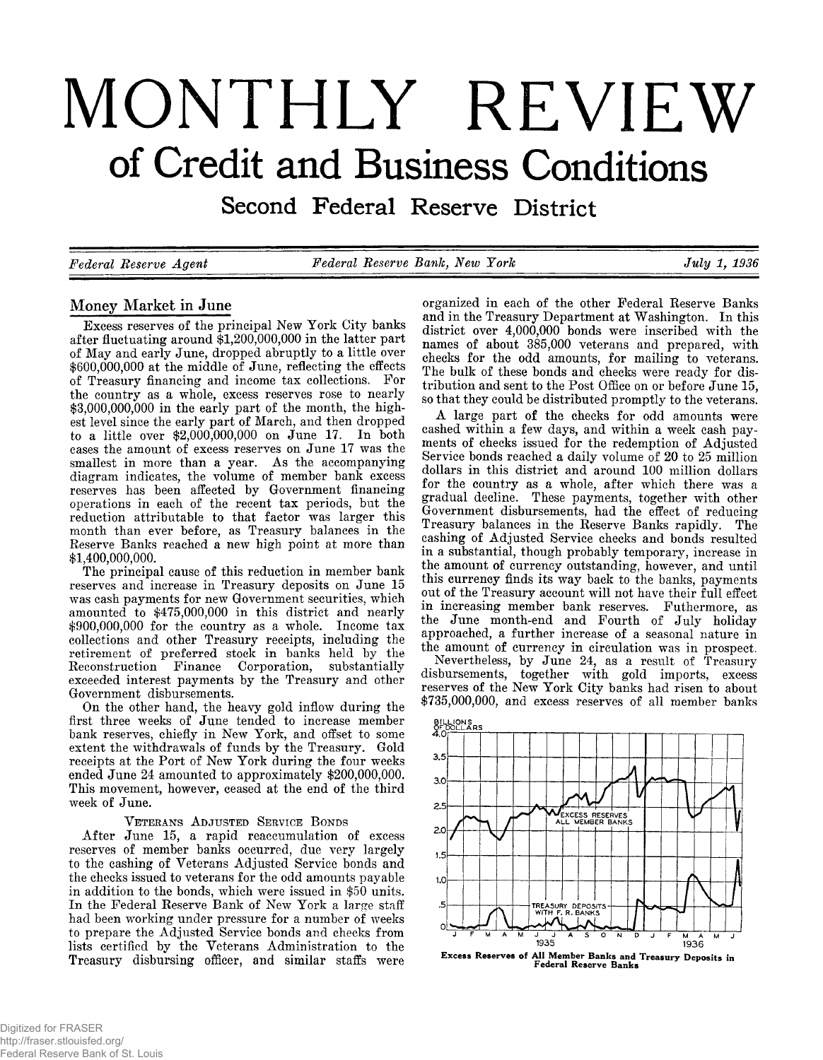# MONTHLY REVIEW

## of Credit and Business Conditions

### Second Federal Reserve District

*Federal Reserve Agent* — *Federal Reserve Bank, New York* — *July 1, 1936*

## Money Market in June

Excess reserves of the principal New York City banks after fluctuating around $1,200,000,000 in the latter part of May and early June, dropped abruptly to a little over $600,000,000 at the middle of June, reflecting the effects of Treasury financing and income tax collections. For the country as a whole, excess reserves rose to nearly $3,000,000,000 in the early part of the month, the highest level since the early part of March, and then dropped to a little over $2,000,000,000 on June 17. In both cases the amount of excess reserves on June 17 was the smallest in more than a year. As the accompanying diagram indicates, the volume of member bank excess reserves has been affected by Government financing operations in each of the recent tax periods, but the reduction attributable to that factor was larger this month than ever before, as Treasury balances in the Reserve Banks reached a new high point at more than $1,400,000,000.

The principal cause of this reduction in member bank reserves and increase in Treasury deposits on June 15 was cash payments for new Government securities, which amounted to $475,000,000 in this district and nearly $900,000,000 for the country as a whole. Income tax collections and other Treasury receipts, including the retirement of preferred stock in banks held by the Reconstruction Finance Corporation, substantially exceeded interest payments by the Treasury and other Government disbursements.

On the other hand, the heavy gold inflow during the first three weeks of June tended to increase member bank reserves, chiefly in New York, and offset to some extent the withdrawals of funds by the Treasury. Gold receipts at the Port of New York during the four weeks ended June 24 amounted to approximately $200,000,000. This movement, however, ceased at the end of the third week of June.

### Veterans Adjusted Service Bonds

After June 15, a rapid reaccumulation of excess reserves of member banks occurred, due very largely to the cashing of Veterans Adjusted Service bonds and the checks issued to veterans for the odd amounts payable in addition to the bonds, which were issued in $50 units. In the Federal Reserve Bank of New York a large staff had been working under pressure for a number of weeks to prepare the Adjusted Service bonds and checks from lists certified by the Veterans Administration to the Treasury disbursing officer, and similar staffs were organized in each of the other Federal Reserve Banks and in the Treasury Department at Washington. In this district over 4,000,000 bonds were inscribed with the names of about 385,000 veterans and prepared, with checks for the odd amounts, for mailing to veterans. The bulk of these bonds and checks were ready for distribution and sent to the Post Office on or before June 15, so that they could be distributed promptly to the veterans.

A large part of the checks for odd amounts were cashed within a few days, and within a week cash payments of checks issued for the redemption of Adjusted Service bonds reached a daily volume of 20 to 25 million dollars in this district and around 100 million dollars for the country as a whole, after which there was a gradual decline. These payments, together with other Government disbursements, had the effect of reducing Treasury balances in the Reserve Banks rapidly. The cashing of Adjusted Service checks and bonds resulted in a substantial, though probably temporary, increase in the amount of currency outstanding, however, and until this currency finds its way back to the banks, payments out of the Treasury account will not have their full effect in increasing member bank reserves. Futhermore, as the June month-end and Fourth of July holiday approached, a further increase of a seasonal nature in the amount of currency in circulation was in prospect.

Nevertheless, by June 24, as a result of Treasury disbursements, together with gold imports, excess reserves of the New York City banks had risen to about $735,000,000, and excess reserves of all member banks

Excess Reserves of All Member Banks and Treasury Deposits in Federal Reserve Banks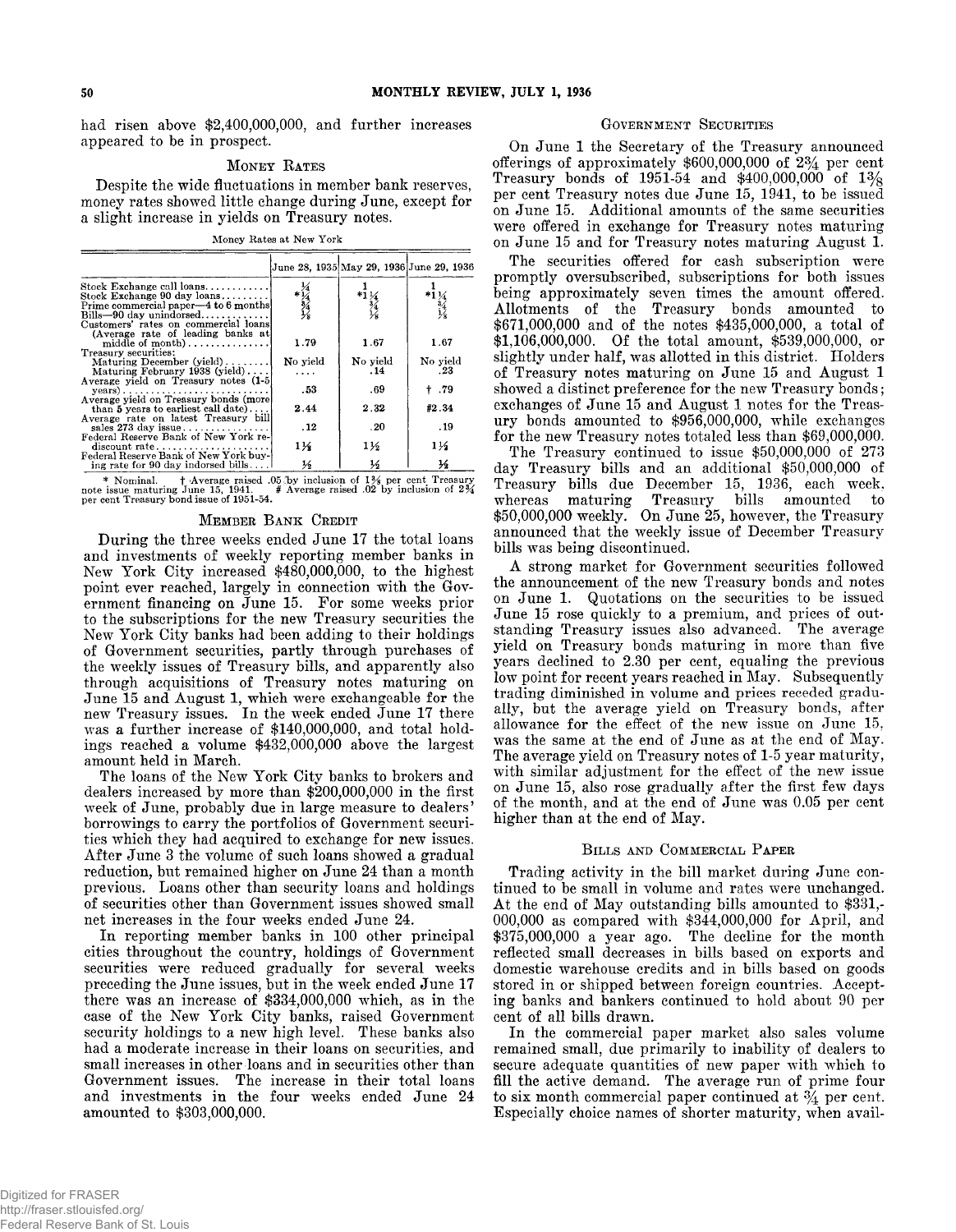had risen above $2,400,000,000, and further increases appeared to be in prospect.

## Money Rates

Despite the wide fluctuations in member bank reserves, money rates showed little change during June, except for a slight increase in yields on Treasury notes.

Money Rates at New York

| | June 28, 1935 | May 29, 1936 | June 29, 1936 |
|---|---|---|---|
| Stock Exchange call loans | ¼ | 1 | 1 |
| Stock Exchange 90 day loans | *¼ | *1¼ | *1¼ |
| Prime commercial paper—4 to 6 months | ¾ | ¾ | ¾ |
| Bills—90 day unindorsed | ⅛ | ⅛ | ⅛ |
| Customers' rates on commercial loans (Average rate of leading banks at middle of month) | 1.79 | 1.67 | 1.67 |
| Treasury securities: | | | |
| Maturing December (yield) | No yield | No yield | No yield |
| Maturing February 1938 (yield) | .... | .14 | .23 |
| Average yield on Treasury notes (1-5 years) | .53 | .69 | † .79 |
| Average yield on Treasury bonds (more than 5 years to earliest call date) | 2.44 | 2.32 | #2.34 |
| Average rate on latest Treasury bill sales 273 day issue | .12 | .20 | .19 |
| Federal Reserve Bank of New York rediscount rate | 1½ | 1½ | 1½ |
| Federal Reserve Bank of New York buying rate for 90 day indorsed bills | ½ | ½ | ½ |

\* Nominal. † Average raised .05 by inclusion of 1⅜ per cent Treasury note issue maturing June 15, 1941. # Average raised .02 by inclusion of 2¾ per cent Treasury bond issue of 1951-54.

## Member Bank Credit

During the three weeks ended June 17 the total loans and investments of weekly reporting member banks in New York City increased $480,000,000, to the highest point ever reached, largely in connection with the Government financing on June 15. For some weeks prior to the subscriptions for the new Treasury securities the New York City banks had been adding to their holdings of Government securities, partly through purchases of the weekly issues of Treasury bills, and apparently also through acquisitions of Treasury notes maturing on June 15 and August 1, which were exchangeable for the new Treasury issues. In the week ended June 17 there was a further increase of $140,000,000, and total holdings reached a volume $432,000,000 above the largest amount held in March.

The loans of the New York City banks to brokers and dealers increased by more than $200,000,000 in the first week of June, probably due in large measure to dealers' borrowings to carry the portfolios of Government securities which they had acquired to exchange for new issues. After June 3 the volume of such loans showed a gradual reduction, but remained higher on June 24 than a month previous. Loans other than security loans and holdings of securities other than Government issues showed small net increases in the four weeks ended June 24.

In reporting member banks in 100 other principal cities throughout the country, holdings of Government securities were reduced gradually for several weeks preceding the June issues, but in the week ended June 17 there was an increase of $334,000,000 which, as in the case of the New York City banks, raised Government security holdings to a new high level. These banks also had a moderate increase in their loans on securities, and small increases in other loans and in securities other than Government issues. The increase in their total loans and investments in the four weeks ended June 24 amounted to $303,000,000.

## Government Securities

On June 1 the Secretary of the Treasury announced offerings of approximately $600,000,000 of 2¾ per cent Treasury bonds of 1951-54 and $400,000,000 of 1⅜ per cent Treasury notes due June 15, 1941, to be issued on June 15. Additional amounts of the same securities were offered in exchange for Treasury notes maturing on June 15 and for Treasury notes maturing August 1.

The securities offered for cash subscription were promptly oversubscribed, subscriptions for both issues being approximately seven times the amount offered. Allotments of the Treasury bonds amounted to $671,000,000 and of the notes $435,000,000, a total of $1,106,000,000. Of the total amount, $539,000,000, or slightly under half, was allotted in this district. Holders of Treasury notes maturing on June 15 and August 1 showed a distinct preference for the new Treasury bonds; exchanges of June 15 and August 1 notes for the Treasury bonds amounted to $956,000,000, while exchanges for the new Treasury notes totaled less than $69,000,000.

The Treasury continued to issue $50,000,000 of 273 day Treasury bills and an additional $50,000,000 of Treasury bills due December 15, 1936, each week, whereas maturing Treasury bills amounted to $50,000,000 weekly. On June 25, however, the Treasury announced that the weekly issue of December Treasury bills was being discontinued.

A strong market for Government securities followed the announcement of the new Treasury bonds and notes on June 1. Quotations on the securities to be issued June 15 rose quickly to a premium, and prices of outstanding Treasury issues also advanced. The average yield on Treasury bonds maturing in more than five years declined to 2.30 per cent, equaling the previous low point for recent years reached in May. Subsequently trading diminished in volume and prices receded gradually, but the average yield on Treasury bonds, after allowance for the effect of the new issue on June 15, was the same at the end of June as at the end of May. The average yield on Treasury notes of 1-5 year maturity, with similar adjustment for the effect of the new issue on June 15, also rose gradually after the first few days of the month, and at the end of June was 0.05 per cent higher than at the end of May.

## Bills and Commercial Paper

Trading activity in the bill market during June continued to be small in volume and rates were unchanged. At the end of May outstanding bills amounted to $331,000,000 as compared with $344,000,000 for April, and $375,000,000 a year ago. The decline for the month reflected small decreases in bills based on exports and domestic warehouse credits and in bills based on goods stored in or shipped between foreign countries. Accepting banks and bankers continued to hold about 90 per cent of all bills drawn.

In the commercial paper market also sales volume remained small, due primarily to inability of dealers to secure adequate quantities of new paper with which to fill the active demand. The average run of prime four to six month commercial paper continued at ¾ per cent. Especially choice names of shorter maturity, when avail-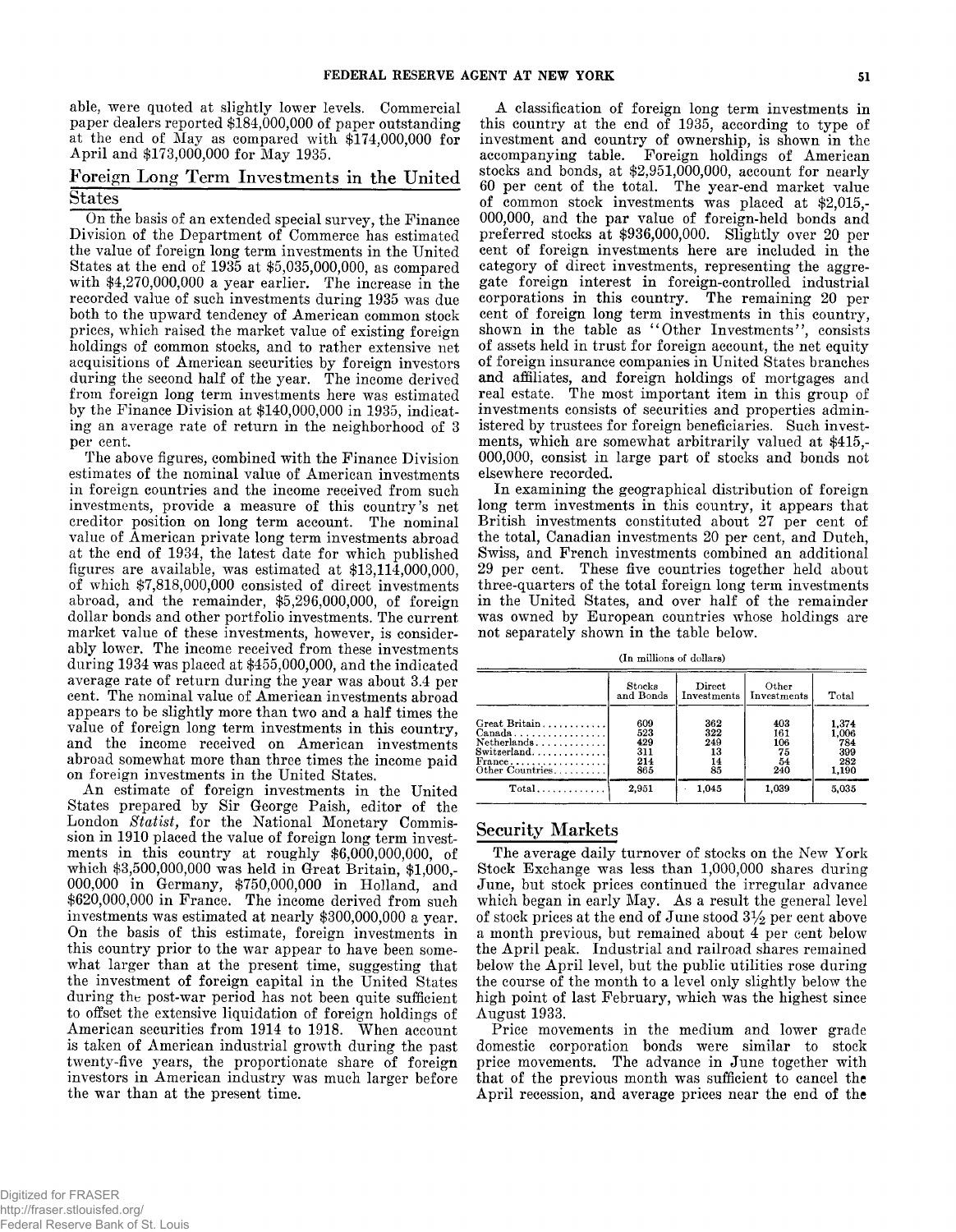able, were quoted at slightly lower levels. Commercial paper dealers reported $184,000,000 of paper outstanding at the end of May as compared with $174,000,000 for April and $173,000,000 for May 1935.

## Foreign Long Term Investments in the United States

On the basis of an extended special survey, the Finance Division of the Department of Commerce has estimated the value of foreign long term investments in the United States at the end of 1935 at $5,035,000,000, as compared with $4,270,000,000 a year earlier. The increase in the recorded value of such investments during 1935 was due both to the upward tendency of American common stock prices, which raised the market value of existing foreign holdings of common stocks, and to rather extensive net acquisitions of American securities by foreign investors during the second half of the year. The income derived from foreign long term investments here was estimated by the Finance Division at $140,000,000 in 1935, indicating an average rate of return in the neighborhood of 3 per cent.

The above figures, combined with the Finance Division estimates of the nominal value of American investments in foreign countries and the income received from such investments, provide a measure of this country's net creditor position on long term account. The nominal value of American private long term investments abroad at the end of 1934, the latest date for which published figures are available, was estimated at $13,114,000,000, of which $7,818,000,000 consisted of direct investments abroad, and the remainder, $5,296,000,000, of foreign dollar bonds and other portfolio investments. The current market value of these investments, however, is considerably lower. The income received from these investments during 1934 was placed at $455,000,000, and the indicated average rate of return during the year was about 3.4 per cent. The nominal value of American investments abroad appears to be slightly more than two and a half times the value of foreign long term investments in this country, and the income received on American investments abroad somewhat more than three times the income paid on foreign investments in the United States.

An estimate of foreign investments in the United States prepared by Sir George Paish, editor of the London *Statist*, for the National Monetary Commission in 1910 placed the value of foreign long term investments in this country at roughly $6,000,000,000, of which $3,500,000,000 was held in Great Britain, $1,000,000,000 in Germany, $750,000,000 in Holland, and $620,000,000 in France. The income derived from such investments was estimated at nearly $300,000,000 a year. On the basis of this estimate, foreign investments in this country prior to the war appear to have been somewhat larger than at the present time, suggesting that the investment of foreign capital in the United States during the post-war period has not been quite sufficient to offset the extensive liquidation of foreign holdings of American securities from 1914 to 1918. When account is taken of American industrial growth during the past twenty-five years, the proportionate share of foreign investors in American industry was much larger before the war than at the present time.

A classification of foreign long term investments in this country at the end of 1935, according to type of investment and country of ownership, is shown in the accompanying table. Foreign holdings of American stocks and bonds, at $2,951,000,000, account for nearly 60 per cent of the total. The year-end market value of common stock investments was placed at $2,015,000,000, and the par value of foreign-held bonds and preferred stocks at $936,000,000. Slightly over 20 per cent of foreign investments here are included in the category of direct investments, representing the aggregate foreign interest in foreign-controlled industrial corporations in this country. The remaining 20 per cent of foreign long term investments in this country, shown in the table as "Other Investments", consists of assets held in trust for foreign account, the net equity of foreign insurance companies in United States branches and affiliates, and foreign holdings of mortgages and real estate. The most important item in this group of investments consists of securities and properties administered by trustees for foreign beneficiaries. Such investments, which are somewhat arbitrarily valued at $415,000,000, consist in large part of stocks and bonds not elsewhere recorded.

In examining the geographical distribution of foreign long term investments in this country, it appears that British investments constituted about 27 per cent of the total, Canadian investments 20 per cent, and Dutch, Swiss, and French investments combined an additional 29 per cent. These five countries together held about three-quarters of the total foreign long term investments in the United States, and over half of the remainder was owned by European countries whose holdings are not separately shown in the table below.

(In millions of dollars)

| | Stocks and Bonds | Direct Investments | Other Investments | Total |
|---|---|---|---|---|
| Great Britain | 609 | 362 | 403 | 1,374 |
| Canada | 523 | 322 | 161 | 1,006 |
| Netherlands | 429 | 249 | 106 | 784 |
| Switzerland | 311 | 13 | 75 | 399 |
| France | 214 | 14 | 54 | 282 |
| Other Countries | 865 | 85 | 240 | 1,190 |
| Total | 2,951 | 1,045 | 1,039 | 5,035 |

## Security Markets

The average daily turnover of stocks on the New York Stock Exchange was less than 1,000,000 shares during June, but stock prices continued the irregular advance which began in early May. As a result the general level of stock prices at the end of June stood 3½ per cent above a month previous, but remained about 4 per cent below the April peak. Industrial and railroad shares remained below the April level, but the public utilities rose during the course of the month to a level only slightly below the high point of last February, which was the highest since August 1933.

Price movements in the medium and lower grade domestic corporation bonds were similar to stock price movements. The advance in June together with that of the previous month was sufficient to cancel the April recession, and average prices near the end of the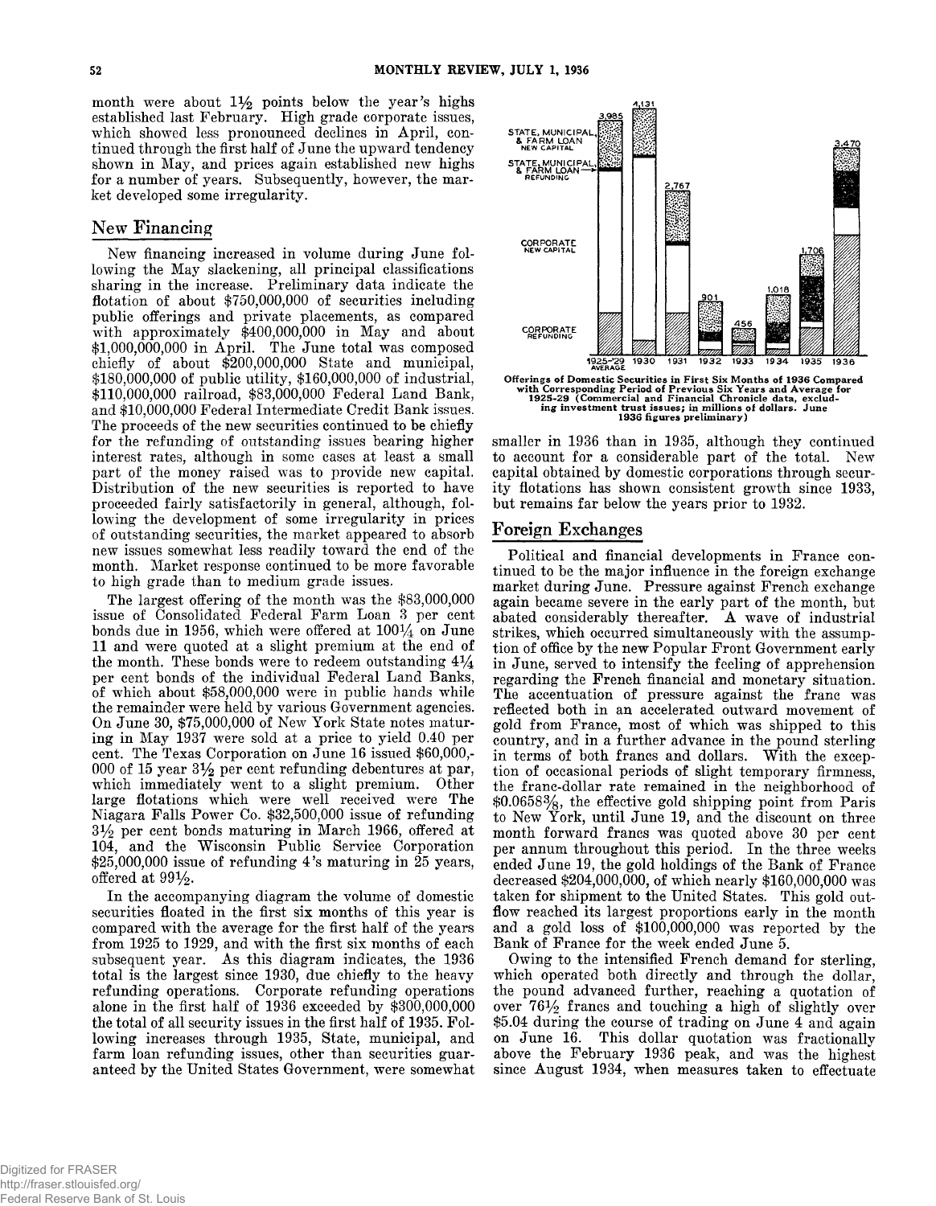month were about 1½ points below the year's highs established last February. High grade corporate issues, which showed less pronounced declines in April, continued through the first half of June the upward tendency shown in May, and prices again established new highs for a number of years. Subsequently, however, the market developed some irregularity.

## New Financing

New financing increased in volume during June following the May slackening, all principal classifications sharing in the increase. Preliminary data indicate the flotation of about $750,000,000 of securities including public offerings and private placements, as compared with approximately $400,000,000 in May and about $1,000,000,000 in April. The June total was composed chiefly of about $200,000,000 State and municipal, $180,000,000 of public utility, $160,000,000 of industrial, $110,000,000 railroad, $83,000,000 Federal Land Bank, and $10,000,000 Federal Intermediate Credit Bank issues. The proceeds of the new securities continued to be chiefly for the refunding of outstanding issues bearing higher interest rates, although in some cases at least a small part of the money raised was to provide new capital. Distribution of the new securities is reported to have proceeded fairly satisfactorily in general, although, following the development of some irregularity in prices of outstanding securities, the market appeared to absorb new issues somewhat less readily toward the end of the month. Market response continued to be more favorable to high grade than to medium grade issues.

The largest offering of the month was the $83,000,000 issue of Consolidated Federal Farm Loan 3 per cent bonds due in 1956, which were offered at 100¼ on June 11 and were quoted at a slight premium at the end of the month. These bonds were to redeem outstanding 4¼ per cent bonds of the individual Federal Land Banks, of which about $58,000,000 were in public hands while the remainder were held by various Government agencies. On June 30, $75,000,000 of New York State notes maturing in May 1937 were sold at a price to yield 0.40 per cent. The Texas Corporation on June 16 issued $60,000,000 of 15 year 3½ per cent refunding debentures at par, which immediately went to a slight premium. Other large flotations which were well received were The Niagara Falls Power Co. $32,500,000 issue of refunding 3½ per cent bonds maturing in March 1966, offered at 104, and the Wisconsin Public Service Corporation $25,000,000 issue of refunding 4's maturing in 25 years, offered at 99½.

In the accompanying diagram the volume of domestic securities floated in the first six months of this year is compared with the average for the first half of the years from 1925 to 1929, and with the first six months of each subsequent year. As this diagram indicates, the 1936 total is the largest since 1930, due chiefly to the heavy refunding operations. Corporate refunding operations alone in the first half of 1936 exceeded by $300,000,000 the total of all security issues in the first half of 1935. Following increases through 1935, State, municipal, and farm loan refunding issues, other than securities guaranteed by the United States Government, were somewhat smaller in 1936 than in 1935, although they continued to account for a considerable part of the total. New capital obtained by domestic corporations through security flotations has shown consistent growth since 1933, but remains far below the years prior to 1932.

Offerings of Domestic Securities in First Six Months of 1936 Compared with Corresponding Period of Previous Six Years and Average for 1925-29 (Commercial and Financial Chronicle data, excluding investment trust issues; in millions of dollars. June 1936 figures preliminary)

## Foreign Exchanges

Political and financial developments in France continued to be the major influence in the foreign exchange market during June. Pressure against French exchange again became severe in the early part of the month, but abated considerably thereafter. A wave of industrial strikes, which occurred simultaneously with the assumption of office by the new Popular Front Government early in June, served to intensify the feeling of apprehension regarding the French financial and monetary situation. The accentuation of pressure against the franc was reflected both in an accelerated outward movement of gold from France, most of which was shipped to this country, and in a further advance in the pound sterling in terms of both francs and dollars. With the exception of occasional periods of slight temporary firmness, the franc-dollar rate remained in the neighborhood of $0.0658⅜, the effective gold shipping point from Paris to New York, until June 19, and the discount on three month forward francs was quoted above 30 per cent per annum throughout this period. In the three weeks ended June 19, the gold holdings of the Bank of France decreased $204,000,000, of which nearly $160,000,000 was taken for shipment to the United States. This gold outflow reached its largest proportions early in the month and a gold loss of $100,000,000 was reported by the Bank of France for the week ended June 5.

Owing to the intensified French demand for sterling, which operated both directly and through the dollar, the pound advanced further, reaching a quotation of over 76½ francs and touching a high of slightly over $5.04 during the course of trading on June 4 and again on June 16. This dollar quotation was fractionally above the February 1936 peak, and was the highest since August 1934, when measures taken to effectuate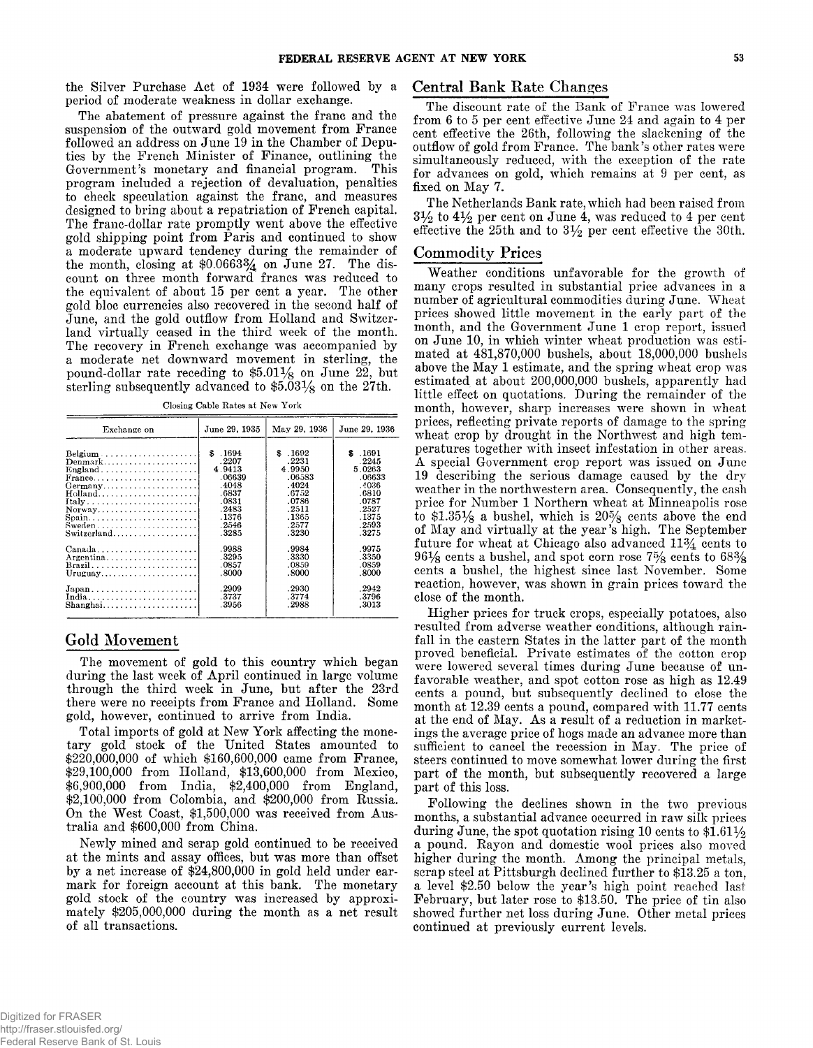the Silver Purchase Act of 1934 were followed by a period of moderate weakness in dollar exchange.

The abatement of pressure against the franc and the suspension of the outward gold movement from France followed an address on June 19 in the Chamber of Deputies by the French Minister of Finance, outlining the Government's monetary and financial program. This program included a rejection of devaluation, penalties to check speculation against the franc, and measures designed to bring about a repatriation of French capital. The franc-dollar rate promptly went above the effective gold shipping point from Paris and continued to show a moderate upward tendency during the remainder of the month, closing at \$0.0663¾ on June 27. The discount on three month forward francs was reduced to the equivalent of about 15 per cent a year. The other gold bloc currencies also recovered in the second half of June, and the gold outflow from Holland and Switzerland virtually ceased in the third week of the month. The recovery in French exchange was accompanied by a moderate net downward movement in sterling, the pound-dollar rate receding to \$5.01⅛ on June 22, but sterling subsequently advanced to \$5.03⅛ on the 27th.

Closing Cable Rates at New York

| Exchange on | June 29, 1935 | May 29, 1936 | June 29, 1936 |
|---|---|---|---|
| Belgium | \$ .1694 | \$ .1692 | \$ .1691 |
| Denmark | .2207 | .2231 | .2245 |
| England | 4.9413 | 4.9950 | 5.0263 |
| France | .06639 | .06583 | .06633 |
| Germany | .4048 | .4024 | .4036 |
| Holland | .6837 | .6752 | .6810 |
| Italy | .0831 | .0786 | .0787 |
| Norway | .2483 | .2511 | .2527 |
| Spain | .1376 | .1365 | .1375 |
| Sweden | .2546 | .2577 | .2593 |
| Switzerland | .3285 | .3230 | .3275 |
| Canada | .9988 | .9984 | .9975 |
| Argentina | .3295 | .3330 | .3350 |
| Brazil | .0857 | .0859 | .0859 |
| Uruguay | .8000 | .8000 | .8000 |
| Japan | .2909 | .2930 | .2942 |
| India | .3737 | .3774 | .3796 |
| Shanghai | .3956 | .2988 | .3013 |

## Gold Movement

The movement of gold to this country which began during the last week of April continued in large volume through the third week in June, but after the 23rd there were no receipts from France and Holland. Some gold, however, continued to arrive from India.

Total imports of gold at New York affecting the monetary gold stock of the United States amounted to \$220,000,000 of which \$160,600,000 came from France, \$29,100,000 from Holland, \$13,600,000 from Mexico, \$6,900,000 from India, \$2,400,000 from England, \$2,100,000 from Colombia, and \$200,000 from Russia. On the West Coast, \$1,500,000 was received from Australia and \$600,000 from China.

Newly mined and scrap gold continued to be received at the mints and assay offices, but was more than offset by a net increase of \$24,800,000 in gold held under earmark for foreign account at this bank. The monetary gold stock of the country was increased by approximately \$205,000,000 during the month as a net result of all transactions.

## Central Bank Rate Changes

The discount rate of the Bank of France was lowered from 6 to 5 per cent effective June 24 and again to 4 per cent effective the 26th, following the slackening of the outflow of gold from France. The bank's other rates were simultaneously reduced, with the exception of the rate for advances on gold, which remains at 9 per cent, as fixed on May 7.

The Netherlands Bank rate, which had been raised from 3½ to 4½ per cent on June 4, was reduced to 4 per cent effective the 25th and to 3½ per cent effective the 30th.

## Commodity Prices

Weather conditions unfavorable for the growth of many crops resulted in substantial price advances in a number of agricultural commodities during June. Wheat prices showed little movement in the early part of the month, and the Government June 1 crop report, issued on June 10, in which winter wheat production was estimated at 481,870,000 bushels, about 18,000,000 bushels above the May 1 estimate, and the spring wheat crop was estimated at about 200,000,000 bushels, apparently had little effect on quotations. During the remainder of the month, however, sharp increases were shown in wheat prices, reflecting private reports of damage to the spring wheat crop by drought in the Northwest and high temperatures together with insect infestation in other areas. A special Government crop report was issued on June 19 describing the serious damage caused by the dry weather in the northwestern area. Consequently, the cash price for Number 1 Northern wheat at Minneapolis rose to \$1.35⅛ a bushel, which is 20⅝ cents above the end of May and virtually at the year's high. The September future for wheat at Chicago also advanced 11¾ cents to 96⅛ cents a bushel, and spot corn rose 7⅝ cents to 68⅜ cents a bushel, the highest since last November. Some reaction, however, was shown in grain prices toward the close of the month.

Higher prices for truck crops, especially potatoes, also resulted from adverse weather conditions, although rainfall in the eastern States in the latter part of the month proved beneficial. Private estimates of the cotton crop were lowered several times during June because of unfavorable weather, and spot cotton rose as high as 12.49 cents a pound, but subsequently declined to close the month at 12.39 cents a pound, compared with 11.77 cents at the end of May. As a result of a reduction in marketings the average price of hogs made an advance more than sufficient to cancel the recession in May. The price of steers continued to move somewhat lower during the first part of the month, but subsequently recovered a large part of this loss.

Following the declines shown in the two previous months, a substantial advance occurred in raw silk prices during June, the spot quotation rising 10 cents to \$1.61½ a pound. Rayon and domestic wool prices also moved higher during the month. Among the principal metals, scrap steel at Pittsburgh declined further to \$13.25 a ton, a level \$2.50 below the year's high point reached last February, but later rose to \$13.50. The price of tin also showed further net loss during June. Other metal prices continued at previously current levels.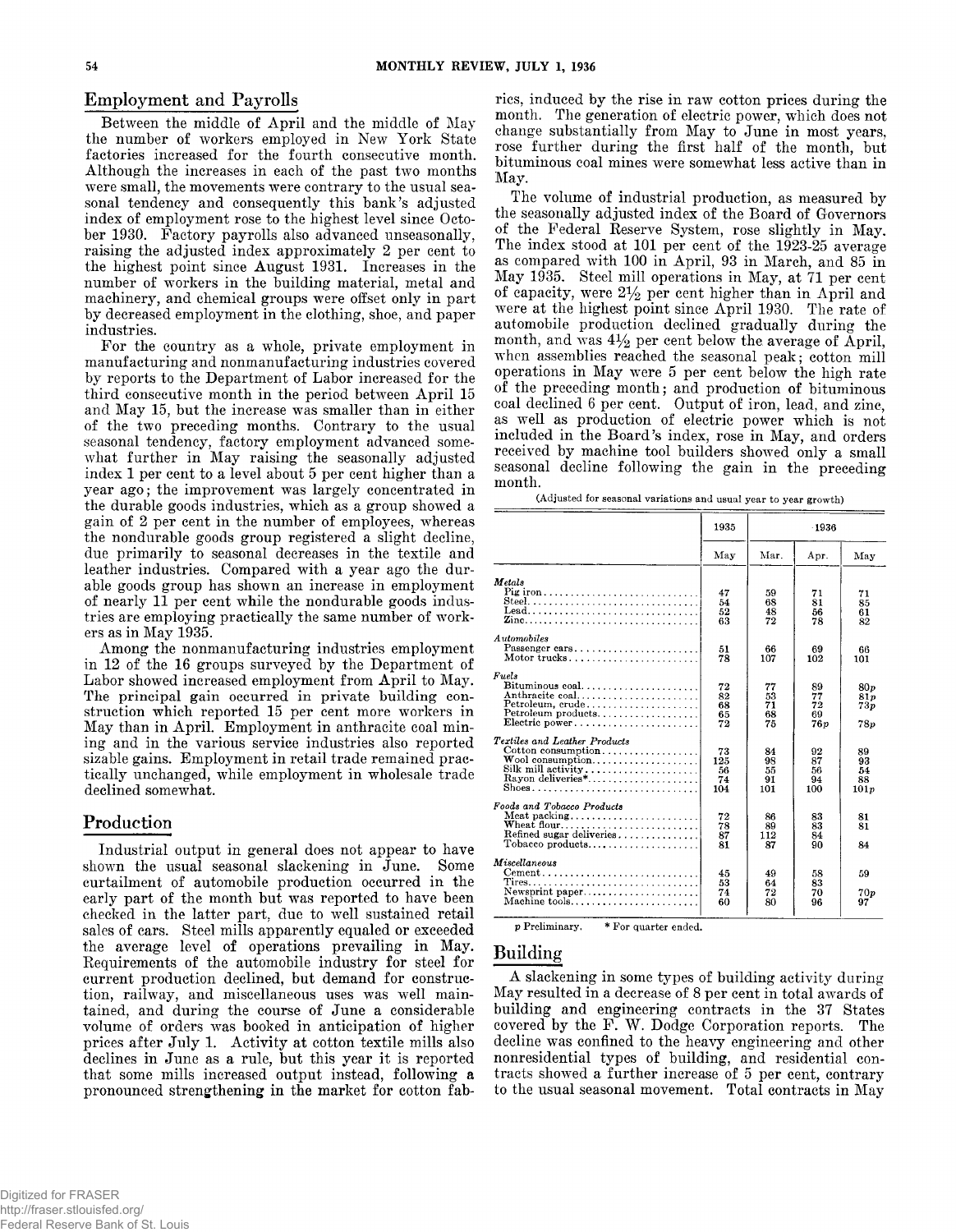## Employment and Payrolls

Between the middle of April and the middle of May the number of workers employed in New York State factories increased for the fourth consecutive month. Although the increases in each of the past two months were small, the movements were contrary to the usual seasonal tendency and consequently this bank's adjusted index of employment rose to the highest level since October 1930. Factory payrolls also advanced unseasonally, raising the adjusted index approximately 2 per cent to the highest point since August 1931. Increases in the number of workers in the building material, metal and machinery, and chemical groups were offset only in part by decreased employment in the clothing, shoe, and paper industries.

For the country as a whole, private employment in manufacturing and nonmanufacturing industries covered by reports to the Department of Labor increased for the third consecutive month in the period between April 15 and May 15, but the increase was smaller than in either of the two preceding months. Contrary to the usual seasonal tendency, factory employment advanced somewhat further in May raising the seasonally adjusted index 1 per cent to a level about 5 per cent higher than a year ago; the improvement was largely concentrated in the durable goods industries, which as a group showed a gain of 2 per cent in the number of employees, whereas the nondurable goods group registered a slight decline, due primarily to seasonal decreases in the textile and leather industries. Compared with a year ago the durable goods group has shown an increase in employment of nearly 11 per cent while the nondurable goods industries are employing practically the same number of workers as in May 1935.

Among the nonmanufacturing industries employment in 12 of the 16 groups surveyed by the Department of Labor showed increased employment from April to May. The principal gain occurred in private building construction which reported 15 per cent more workers in May than in April. Employment in anthracite coal mining and in the various service industries also reported sizable gains. Employment in retail trade remained practically unchanged, while employment in wholesale trade declined somewhat.

## Production

Industrial output in general does not appear to have shown the usual seasonal slackening in June. Some curtailment of automobile production occurred in the early part of the month but was reported to have been checked in the latter part, due to well sustained retail sales of cars. Steel mills apparently equaled or exceeded the average level of operations prevailing in May. Requirements of the automobile industry for steel for current production declined, but demand for construction, railway, and miscellaneous uses was well maintained, and during the course of June a considerable volume of orders was booked in anticipation of higher prices after July 1. Activity at cotton textile mills also declines in June as a rule, but this year it is reported that some mills increased output instead, following a pronounced strengthening in the market for cotton fabrics, induced by the rise in raw cotton prices during the month. The generation of electric power, which does not change substantially from May to June in most years, rose further during the first half of the month, but bituminous coal mines were somewhat less active than in May.

The volume of industrial production, as measured by the seasonally adjusted index of the Board of Governors of the Federal Reserve System, rose slightly in May. The index stood at 101 per cent of the 1923-25 average as compared with 100 in April, 93 in March, and 85 in May 1935. Steel mill operations in May, at 71 per cent of capacity, were 2½ per cent higher than in April and were at the highest point since April 1930. The rate of automobile production declined gradually during the month, and was 4½ per cent below the average of April, when assemblies reached the seasonal peak; cotton mill operations in May were 5 per cent below the high rate of the preceding month; and production of bituminous coal declined 6 per cent. Output of iron, lead, and zinc, as well as production of electric power which is not included in the Board's index, rose in May, and orders received by machine tool builders showed only a small seasonal decline following the gain in the preceding month.

(Adjusted for seasonal variations and usual year to year growth)

| | 1935 | 1936 | | |
|---|---|---|---|---|
| | May | Mar. | Apr. | May |
| *Metals* | | | | |
| Pig iron | 47 | 59 | 71 | 71 |
| Steel | 54 | 68 | 81 | 85 |
| Lead | 52 | 48 | 56 | 61 |
| Zinc | 63 | 72 | 78 | 82 |
| *Automobiles* | | | | |
| Passenger cars | 51 | 66 | 69 | 66 |
| Motor trucks | 78 | 107 | 102 | 101 |
| *Fuels* | | | | |
| Bituminous coal | 72 | 77 | 89 | 80p |
| Anthracite coal | 82 | 53 | 77 | 81p |
| Petroleum, crude | 68 | 71 | 72 | 73p |
| Petroleum products | 65 | 68 | 69 | |
| Electric power | 72 | 75 | 76p | 78p |
| *Textiles and Leather Products* | | | | |
| Cotton consumption | 73 | 84 | 92 | 89 |
| Wool consumption | 125 | 98 | 87 | 93 |
| Silk mill activity | 56 | 55 | 56 | 54 |
| Rayon deliveries* | 74 | 91 | 94 | 88 |
| Shoes | 104 | 101 | 100 | 101p |
| *Foods and Tobacco Products* | | | | |
| Meat packing | 72 | 86 | 83 | 81 |
| Wheat flour | 78 | 89 | 83 | 81 |
| Refined sugar deliveries | 87 | 112 | 84 | |
| Tobacco products | 81 | 87 | 90 | 84 |
| *Miscellaneous* | | | | |
| Cement | 45 | 49 | 58 | 59 |
| Tires | 53 | 64 | 83 | |
| Newsprint paper | 74 | 72 | 70 | 70p |
| Machine tools | 60 | 80 | 96 | 97 |

p Preliminary. * For quarter ended.

## Building

A slackening in some types of building activity during May resulted in a decrease of 8 per cent in total awards of building and engineering contracts in the 37 States covered by the F. W. Dodge Corporation reports. The decline was confined to the heavy engineering and other nonresidential types of building, and residential contracts showed a further increase of 5 per cent, contrary to the usual seasonal movement. Total contracts in May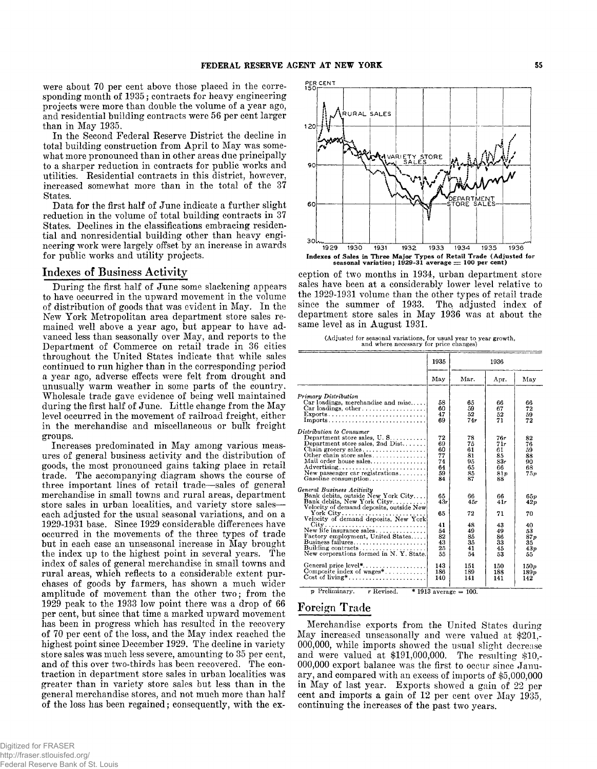were about 70 per cent above those placed in the corresponding month of 1935; contracts for heavy engineering projects were more than double the volume of a year ago, and residential building contracts were 56 per cent larger than in May 1935.

In the Second Federal Reserve District the decline in total building construction from April to May was somewhat more pronounced than in other areas due principally to a sharper reduction in contracts for public works and utilities. Residential contracts in this district, however, increased somewhat more than in the total of the 37 States.

Data for the first half of June indicate a further slight reduction in the volume of total building contracts in 37 States. Declines in the classifications embracing residential and nonresidential building other than heavy engineering work were largely offset by an increase in awards for public works and utility projects.

## Indexes of Business Activity

During the first half of June some slackening appears to have occurred in the upward movement in the volume of distribution of goods that was evident in May. In the New York Metropolitan area department store sales remained well above a year ago, but appear to have advanced less than seasonally over May, and reports to the Department of Commerce on retail trade in 36 cities throughout the United States indicate that while sales continued to run higher than in the corresponding period a year ago, adverse effects were felt from drought and unusually warm weather in some parts of the country. Wholesale trade gave evidence of being well maintained during the first half of June. Little change from the May level occurred in the movement of railroad freight, either in the merchandise and miscellaneous or bulk freight groups.

Increases predominated in May among various measures of general business activity and the distribution of goods, the most pronounced gains taking place in retail trade. The accompanying diagram shows the course of three important lines of retail trade—sales of general merchandise in small towns and rural areas, department store sales in urban localities, and variety store sales—each adjusted for the usual seasonal variations, and on a 1929-1931 base. Since 1929 considerable differences have occurred in the movements of the three types of trade but in each case an unseasonal increase in May brought the index up to the highest point in several years. The index of sales of general merchandise in small towns and rural areas, which reflects to a considerable extent purchases of goods by farmers, has shown a much wider amplitude of movement than the other two; from the 1929 peak to the 1933 low point there was a drop of 66 per cent, but since that time a marked upward movement has been in progress which has resulted in the recovery of 70 per cent of the loss, and the May index reached the highest point since December 1929. The decline in variety store sales was much less severe, amounting to 35 per cent, and of this over two-thirds has been recovered. The contraction in department store sales in urban localities was greater than in variety store sales but less than in the general merchandise stores, and not much more than half of the loss has been regained; consequently, with the exception of two months in 1934, urban department store sales have been at a considerably lower level relative to the 1929-1931 volume than the other types of retail trade since the summer of 1933. The adjusted index of department store sales in May 1936 was at about the same level as in August 1931.

**Indexes of Sales in Three Major Types of Retail Trade (Adjusted for seasonal variation; 1929-31 average = 100 per cent)**

(Adjusted for seasonal variations, for usual year to year growth, and where necessary for price changes)

| | 1935 | 1936 | | |
|---|---|---|---|---|
| | May | Mar. | Apr. | May |
| *Primary Distribution* | | | | |
| Car loadings, merchandise and misc. | 58 | 65 | 66 | 66 |
| Car loadings, other | 60 | 59 | 67 | 72 |
| Exports | 47 | 52 | 52 | 59 |
| Imports | 69 | 74r | 71 | 72 |
| *Distribution to Consumer* | | | | |
| Department store sales, U. S. | 72 | 78 | 76r | 82 |
| Department store sales, 2nd Dist. | 69 | 75 | 71r | 76 |
| Chain grocery sales | 60 | 61 | 61 | 59 |
| Other chain store sales | 77 | 81 | 85 | 88 |
| Mail order house sales | 74 | 95 | 83r | 90 |
| Advertising | 64 | 65 | 66 | 68 |
| New passenger car registrations | 59 | 85 | 81p | 75p |
| Gasoline consumption | 84 | 87 | 88 | |
| *General Business Activity* | | | | |
| Bank debits, outside New York City | 65 | 66 | 66 | 65p |
| Bank debits, New York City | 43r | 45r | 41r | 42p |
| Velocity of demand deposits, outside New York City | 65 | 72 | 71 | 70 |
| Velocity of demand deposits, New York City | 41 | 48 | 43 | 40 |
| New life insurance sales | 54 | 49 | 49 | 53 |
| Factory employment, United States | 82 | 85 | 86 | 87p |
| Business failures | 43 | 35 | 33 | 35 |
| Building contracts | 25 | 41 | 45 | 43p |
| New corporations formed in N. Y. State | 55 | 54 | 53 | 55 |
| General price level* | 143 | 151 | 150 | 150p |
| Composite index of wages* | 186 | 189 | 188 | 189p |
| Cost of living* | 140 | 141 | 141 | 142 |

p Preliminary. r Revised. * 1913 average = 100.

## Foreign Trade

Merchandise exports from the United States during May increased unseasonally and were valued at $201,000,000, while imports showed the usual slight decrease and were valued at $191,000,000. The resulting $10,000,000 export balance was the first to occur since January, and compared with an excess of imports of $5,000,000 in May of last year. Exports showed a gain of 22 per cent and imports a gain of 12 per cent over May 1935, continuing the increases of the past two years.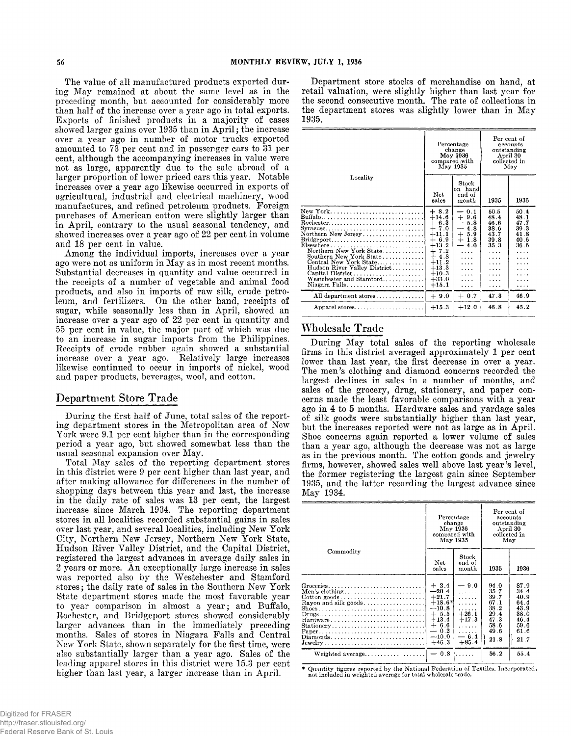The value of all manufactured products exported during May remained at about the same level as in the preceding month, but accounted for considerably more than half of the increase over a year ago in total exports. Exports of finished products in a majority of cases showed larger gains over 1935 than in April; the increase over a year ago in number of motor trucks exported amounted to 73 per cent and in passenger cars to 31 per cent, although the accompanying increases in value were not as large, apparently due to the sale abroad of a larger proportion of lower priced cars this year. Notable increases over a year ago likewise occurred in exports of agricultural, industrial and electrical machinery, wood manufactures, and refined petroleum products. Foreign purchases of American cotton were slightly larger than in April, contrary to the usual seasonal tendency, and showed increases over a year ago of 22 per cent in volume and 18 per cent in value.

Among the individual imports, increases over a year ago were not as uniform in May as in most recent months. Substantial decreases in quantity and value occurred in the receipts of a number of vegetable and animal food products, and also in imports of raw silk, crude petroleum, and fertilizers. On the other hand, receipts of sugar, while seasonally less than in April, showed an increase over a year ago of 22 per cent in quantity and 55 per cent in value, the major part of which was due to an increase in sugar imports from the Philippines. Receipts of crude rubber again showed a substantial increase over a year ago. Relatively large increases likewise continued to occur in imports of nickel, wood and paper products, beverages, wool, and cotton.

## Department Store Trade

During the first half of June, total sales of the reporting department stores in the Metropolitan area of New York were 9.1 per cent higher than in the corresponding period a year ago, but showed somewhat less than the usual seasonal expansion over May.

Total May sales of the reporting department stores in this district were 9 per cent higher than last year, and after making allowance for differences in the number of shopping days between this year and last, the increase in the daily rate of sales was 13 per cent, the largest increase since March 1934. The reporting department stores in all localities recorded substantial gains in sales over last year, and several localities, including New York City, Northern New Jersey, Northern New York State, Hudson River Valley District, and the Capital District, registered the largest advances in average daily sales in 2 years or more. An exceptionally large increase in sales was reported also by the Westchester and Stamford stores; the daily rate of sales in the Southern New York State department stores made the most favorable year to year comparison in almost a year; and Buffalo, Rochester, and Bridgeport stores showed considerably larger advances than in the immediately preceding months. Sales of stores in Niagara Falls and Central New York State, shown separately for the first time, were also substantially larger than a year ago. Sales of the leading apparel stores in this district were 15.3 per cent higher than last year, a larger increase than in April.

Department store stocks of merchandise on hand, at retail valuation, were slightly higher than last year for the second consecutive month. The rate of collections in the department stores was slightly lower than in May 1935.

| Locality | Percentage change May 1936 compared with May 1935 | | Per cent of accounts outstanding April 30 collected in May | |
|---|---|---|---|---|
| | Net sales | Stock on hand end of month | 1935 | 1936 |
| New York | + 8.2 | − 0.1 | 50.5 | 50.4 |
| Buffalo | +14.6 | + 9.6 | 48.4 | 48.1 |
| Rochester | + 6.3 | − 5.8 | 46.6 | 47.7 |
| Syracuse | + 7.0 | − 4.8 | 38.6 | 39.3 |
| Northern New Jersey | +11.1 | + 5.9 | 43.7 | 41.8 |
| Bridgeport | + 6.9 | + 1.8 | 39.8 | 40.6 |
| Elsewhere | +13.2 | − 4.0 | 35.3 | 36.6 |
| Northern New York State | + 7.2 | .... | .... | .... |
| Southern New York State | + 4.8 | .... | .... | .... |
| Central New York State | +11.2 | .... | .... | .... |
| Hudson River Valley District | +13.3 | .... | .... | .... |
| Capital District | +10.3 | .... | .... | .... |
| Westchester and Stamford | +33.0 | .... | .... | .... |
| Niagara Falls | +15.1 | .... | .... | .... |
| All department stores | + 9.0 | + 0.7 | 47.3 | 46.9 |
| Apparel stores | +15.3 | +12.0 | 46.8 | 45.2 |

## Wholesale Trade

During May total sales of the reporting wholesale firms in this district averaged approximately 1 per cent lower than last year, the first decrease in over a year. The men's clothing and diamond concerns recorded the largest declines in sales in a number of months, and sales of the grocery, drug, stationery, and paper concerns made the least favorable comparisons with a year ago in 4 to 5 months. Hardware sales and yardage sales of silk goods were substantially higher than last year, but the increases reported were not as large as in April. Shoe concerns again reported a lower volume of sales than a year ago, although the decrease was not as large as in the previous month. The cotton goods and jewelry firms, however, showed sales well above last year's level, the former registering the largest gain since September 1935, and the latter recording the largest advance since May 1934.

| Commodity | Percentage change May 1936 compared with May 1935 | | Per cent of accounts outstanding April 30 collected in May | |
|---|---|---|---|---|
| | Net sales | Stock end of month | 1935 | 1936 |
| Groceries | + 2.4 | − 9.0 | 94.0 | 87.9 |
| Men's clothing | −20.4 | ...... | 35.7 | 34.4 |
| Cotton goods | +21.7 | ...... | 39.7 | 40.9 |
| Rayon and silk goods | +18.6* | ...... | 67.1 | 64.4 |
| Shoes | −10.8 | ...... | 38.2 | 43.9 |
| Drugs | + 5.5 | +26.1 | 29.4 | 38.0 |
| Hardware | +13.4 | +17.3 | 47.3 | 46.4 |
| Stationery | + 6.6 | ...... | 58.6 | 59.6 |
| Paper | − 0.2 | ...... | 49.6 | 61.6 |
| Diamonds | −10.0 | − 6.4 | 21.8 | 21.7 |
| Jewelry | +46.3 | +85.4 | | |
| Weighted average | − 0.8 | ...... | 56.2 | 55.4 |

\* Quantity figures reported by the National Federation of Textiles, Incorporated, not included in weighted average for total wholesale trade.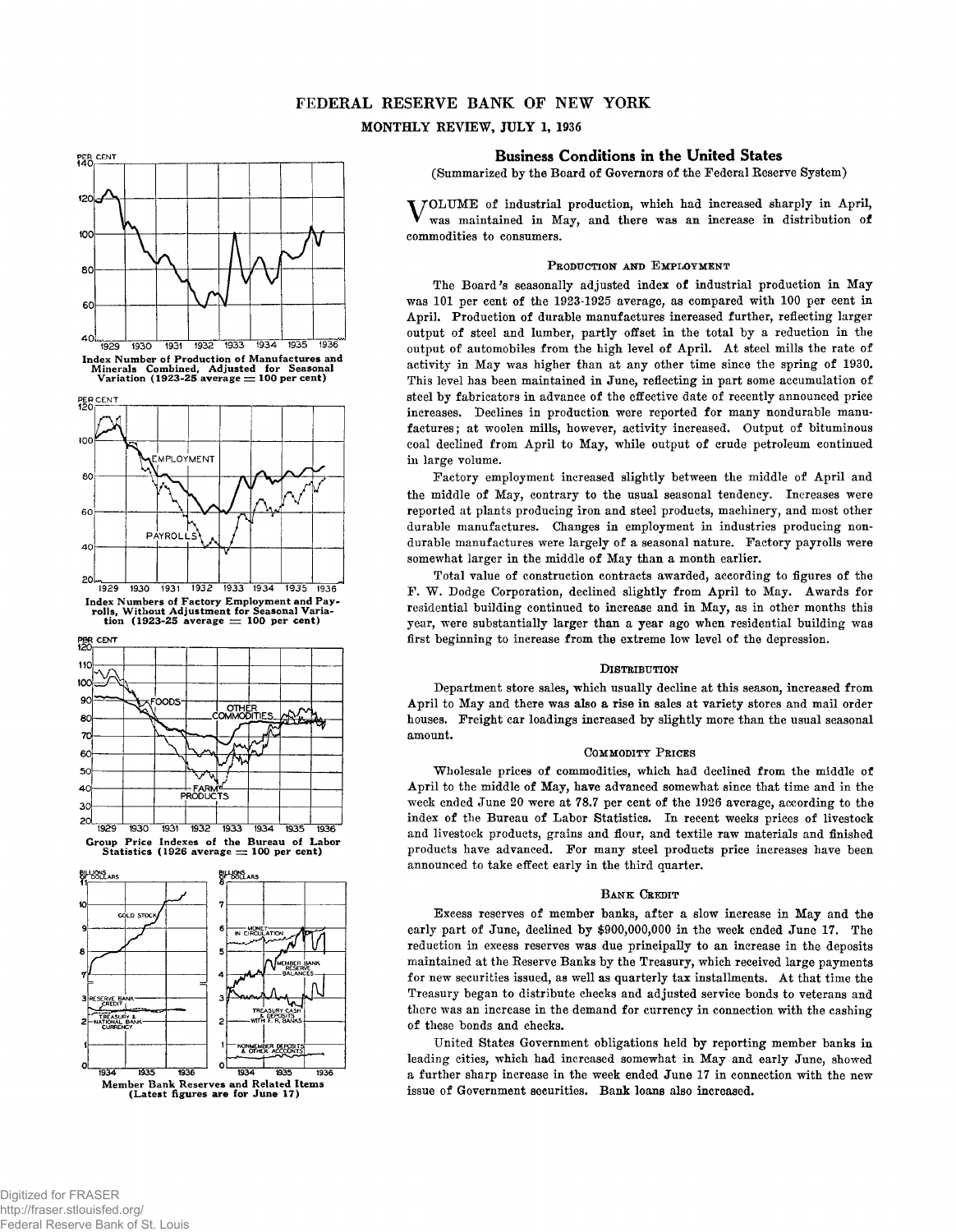# FEDERAL RESERVE BANK OF NEW YORK

MONTHLY REVIEW, JULY 1, 1936

PER CENT
140
120
100
80
60
40
1929 1930 1931 1932 1933 1934 1935 1936

Index Number of Production of Manufactures and Minerals Combined, Adjusted for Seasonal Variation (1923-25 average = 100 per cent)

PER CENT
120
100
80
60
40
20
EMPLOYMENT
PAYROLLS
1929 1930 1931 1932 1933 1934 1935 1936

Index Numbers of Factory Employment and Payrolls, Without Adjustment for Seasonal Variation (1923-25 average = 100 per cent)

PER CENT
120
110
100
90
80
70
60
50
40
30
20
FOODS
OTHER COMMODITIES
FARM PRODUCTS
1929 1930 1931 1932 1933 1934 1935 1936

Group Price Indexes of the Bureau of Labor Statistics (1926 average = 100 per cent)

BILLIONS OF DOLLARS
11
10
9
8
7
3
2
1
0
GOLD STOCK
RESERVE BANK CREDIT
TREASURY & NATIONAL BANK CURRENCY
1934 1935 1936

BILLIONS OF DOLLARS
8
7
6
5
4
3
2
1
0
MONEY IN CIRCULATION
MEMBER BANK RESERVE BALANCES
TREASURY CASH & DEPOSITS WITH F. R. BANKS
NONMEMBER DEPOSITS & OTHER ACCOUNTS
1934 1935 1936

Member Bank Reserves and Related Items (Latest figures are for June 17)

## Business Conditions in the United States

(Summarized by the Board of Governors of the Federal Reserve System)

VOLUME of industrial production, which had increased sharply in April, was maintained in May, and there was an increase in distribution of commodities to consumers.

### Production and Employment

The Board's seasonally adjusted index of industrial production in May was 101 per cent of the 1923-1925 average, as compared with 100 per cent in April. Production of durable manufactures increased further, reflecting larger output of steel and lumber, partly offset in the total by a reduction in the output of automobiles from the high level of April. At steel mills the rate of activity in May was higher than at any other time since the spring of 1930. This level has been maintained in June, reflecting in part some accumulation of steel by fabricators in advance of the effective date of recently announced price increases. Declines in production were reported for many nondurable manufactures; at woolen mills, however, activity increased. Output of bituminous coal declined from April to May, while output of crude petroleum continued in large volume.

Factory employment increased slightly between the middle of April and the middle of May, contrary to the usual seasonal tendency. Increases were reported at plants producing iron and steel products, machinery, and most other durable manufactures. Changes in employment in industries producing nondurable manufactures were largely of a seasonal nature. Factory payrolls were somewhat larger in the middle of May than a month earlier.

Total value of construction contracts awarded, according to figures of the F. W. Dodge Corporation, declined slightly from April to May. Awards for residential building continued to increase and in May, as in other months this year, were substantially larger than a year ago when residential building was first beginning to increase from the extreme low level of the depression.

### Distribution

Department store sales, which usually decline at this season, increased from April to May and there was also a rise in sales at variety stores and mail order houses. Freight car loadings increased by slightly more than the usual seasonal amount.

### Commodity Prices

Wholesale prices of commodities, which had declined from the middle of April to the middle of May, have advanced somewhat since that time and in the week ended June 20 were at 78.7 per cent of the 1926 average, according to the index of the Bureau of Labor Statistics. In recent weeks prices of livestock and livestock products, grains and flour, and textile raw materials and finished products have advanced. For many steel products price increases have been announced to take effect early in the third quarter.

### Bank Credit

Excess reserves of member banks, after a slow increase in May and the early part of June, declined by $900,000,000 in the week ended June 17. The reduction in excess reserves was due principally to an increase in the deposits maintained at the Reserve Banks by the Treasury, which received large payments for new securities issued, as well as quarterly tax installments. At that time the Treasury began to distribute checks and adjusted service bonds to veterans and there was an increase in the demand for currency in connection with the cashing of these bonds and checks.

United States Government obligations held by reporting member banks in leading cities, which had increased somewhat in May and early June, showed a further sharp increase in the week ended June 17 in connection with the new issue of Government securities. Bank loans also increased.